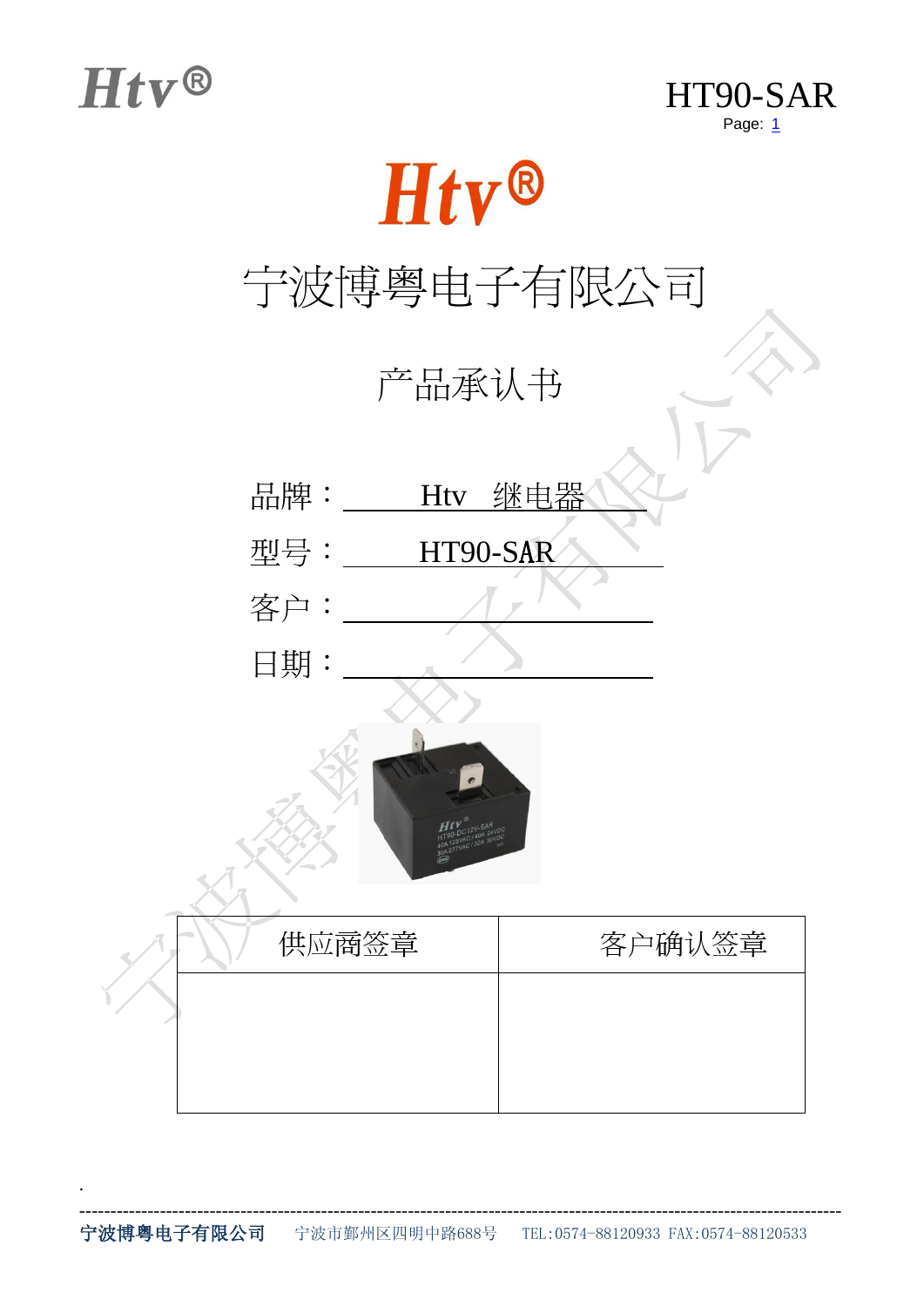# Htv®

# 宁波博粤电子有限公司

## 产品承认书

品牌：Htv 继电器

型号：HT90-SAR

客户：

日期：

| 供应商签章 | 客户确认签章 |
| --- | --- |
| | |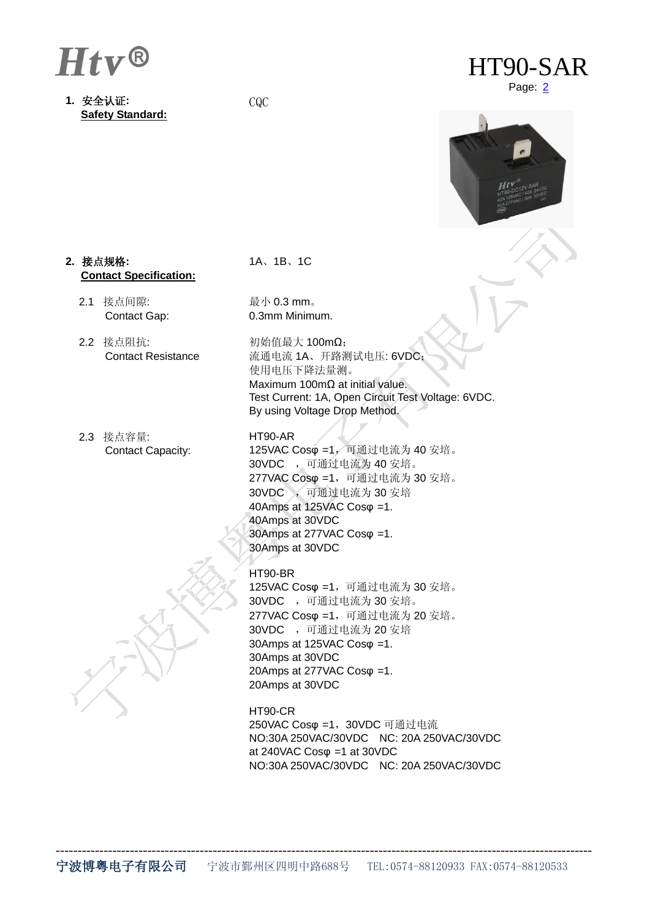**1. 安全认证:**
**Safety Standard:**

CQC

**2. 接点规格:**
**Contact Specification:**

1A、1B、1C

2.1 接点间隙:
Contact Gap:

最小 0.3 mm。
0.3mm Minimum.

2.2 接点阻抗:
Contact Resistance

初始值最大 100mΩ；
流通电流 1A、开路测试电压: 6VDC；
使用电压下降法量测。
Maximum 100mΩ at initial value.
Test Current: 1A, Open Circuit Test Voltage: 6VDC.
By using Voltage Drop Method.

2.3 接点容量:
Contact Capacity:

HT90-AR
125VAC Cosφ =1，可通过电流为 40 安培。
30VDC ，可通过电流为 40 安培。
277VAC Cosφ =1，可通过电流为 30 安培。
30VDC ，可通过电流为 30 安培
40Amps at 125VAC Cosφ =1.
40Amps at 30VDC
30Amps at 277VAC Cosφ =1.
30Amps at 30VDC

HT90-BR
125VAC Cosφ =1，可通过电流为 30 安培。
30VDC ，可通过电流为 30 安培。
277VAC Cosφ =1，可通过电流为 20 安培。
30VDC ，可通过电流为 20 安培
30Amps at 125VAC Cosφ =1.
30Amps at 30VDC
20Amps at 277VAC Cosφ =1.
20Amps at 30VDC

HT90-CR
250VAC Cosφ =1，30VDC 可通过电流
NO:30A 250VAC/30VDC NC: 20A 250VAC/30VDC
at 240VAC Cosφ =1 at 30VDC
NO:30A 250VAC/30VDC NC: 20A 250VAC/30VDC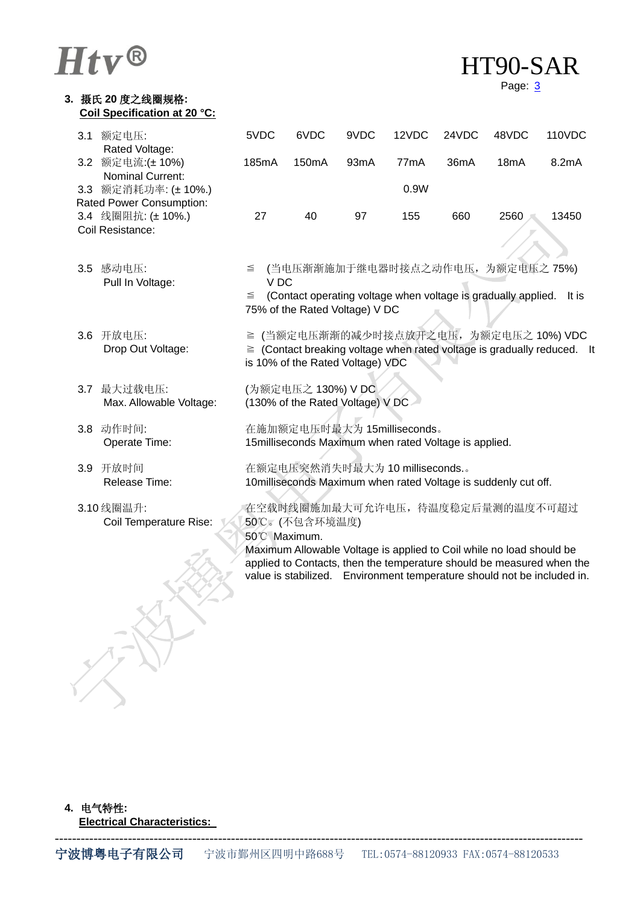## 3. 摄氏 20 度之线圈规格:
**Coil Specification at 20 °C:**

| | 5VDC | 6VDC | 9VDC | 12VDC | 24VDC | 48VDC | 110VDC |
|---|---|---|---|---|---|---|---|
| 3.1 额定电压: Rated Voltage: | 5VDC | 6VDC | 9VDC | 12VDC | 24VDC | 48VDC | 110VDC |
| 3.2 额定电流:(± 10%) Nominal Current: | 185mA | 150mA | 93mA | 77mA | 36mA | 18mA | 8.2mA |
| 3.3 额定消耗功率: (± 10%.) Rated Power Consumption: | | | | 0.9W | | | |
| 3.4 线圈阻抗: (± 10%.) Coil Resistance: | 27 | 40 | 97 | 155 | 660 | 2560 | 13450 |

3.5 感动电压: Pull In Voltage:

≦ (当电压渐渐施加于继电器时接点之动作电压，为额定电压之 75%) V DC

≦ (Contact operating voltage when voltage is gradually applied. It is 75% of the Rated Voltage) V DC

3.6 开放电压: Drop Out Voltage:

≧ (当额定电压渐渐的减少时接点放开之电压，为额定电压之 10%) VDC

≧ (Contact breaking voltage when rated voltage is gradually reduced. It is 10% of the Rated Voltage) VDC

3.7 最大过载电压: Max. Allowable Voltage:

(为额定电压之 130%) V DC

(130% of the Rated Voltage) V DC

3.8 动作时间: Operate Time:

在施加额定电压时最大为 15milliseconds。

15milliseconds Maximum when rated Voltage is applied.

3.9 开放时间 Release Time:

在额定电压突然消失时最大为 10 milliseconds.。

10milliseconds Maximum when rated Voltage is suddenly cut off.

3.10 线圈温升: Coil Temperature Rise:

在空载时线圈施加最大可允许电压，待温度稳定后量测的温度不可超过 50℃。(不包含环境温度)

50℃ Maximum.

Maximum Allowable Voltage is applied to Coil while no load should be applied to Contacts, then the temperature should be measured when the value is stabilized. Environment temperature should not be included in.

## 4. 电气特性:
**Electrical Characteristics:**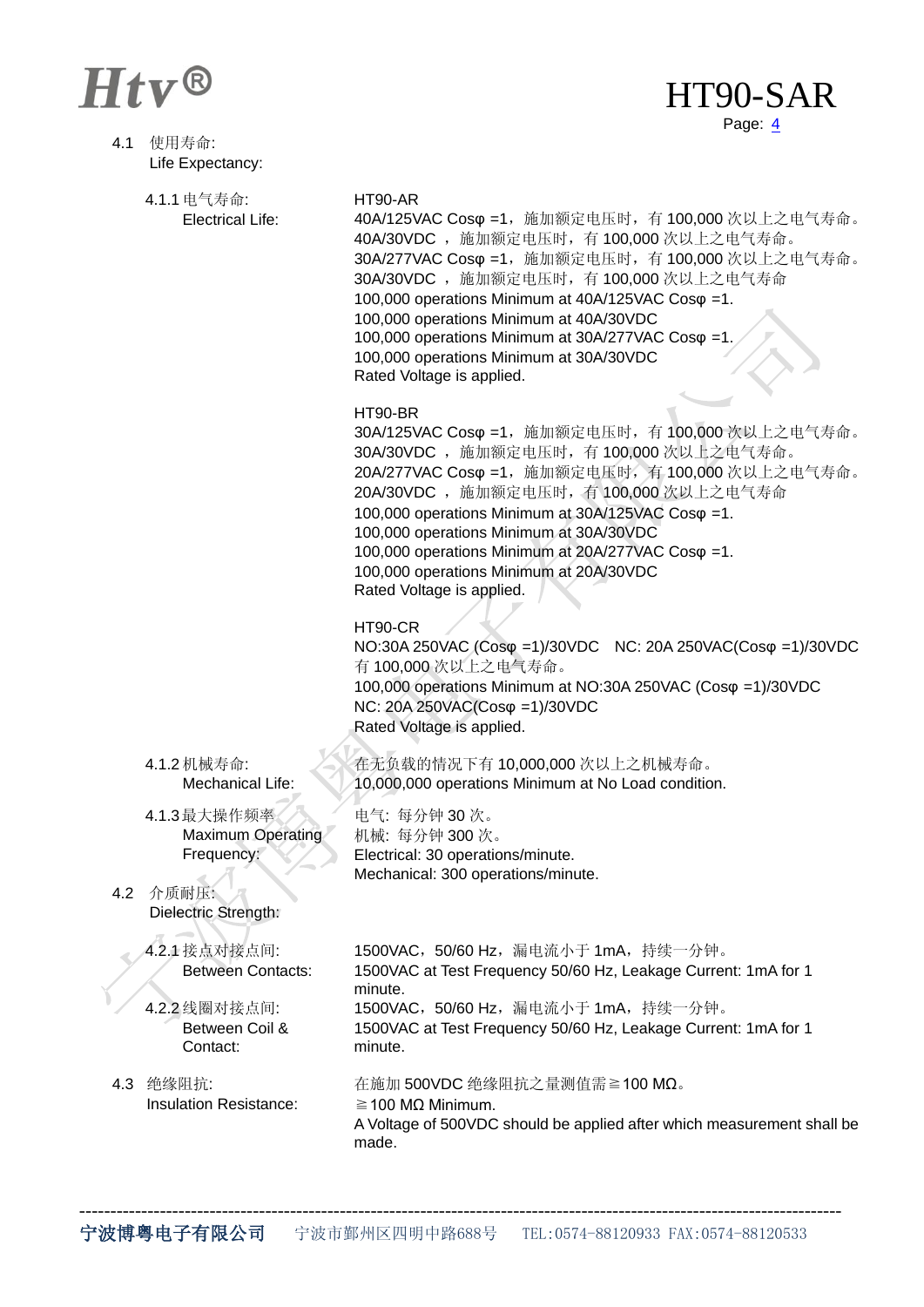4.1 使用寿命:
Life Expectancy:

4.1.1 电气寿命:
Electrical Life:

HT90-AR
40A/125VAC Cosφ =1，施加额定电压时，有 100,000 次以上之电气寿命。
40A/30VDC ，施加额定电压时，有 100,000 次以上之电气寿命。
30A/277VAC Cosφ =1，施加额定电压时，有 100,000 次以上之电气寿命。
30A/30VDC ，施加额定电压时，有 100,000 次以上之电气寿命
100,000 operations Minimum at 40A/125VAC Cosφ =1.
100,000 operations Minimum at 40A/30VDC
100,000 operations Minimum at 30A/277VAC Cosφ =1.
100,000 operations Minimum at 30A/30VDC
Rated Voltage is applied.

HT90-BR
30A/125VAC Cosφ =1，施加额定电压时，有 100,000 次以上之电气寿命。
30A/30VDC ，施加额定电压时，有 100,000 次以上之电气寿命。
20A/277VAC Cosφ =1，施加额定电压时，有 100,000 次以上之电气寿命。
20A/30VDC ，施加额定电压时，有 100,000 次以上之电气寿命
100,000 operations Minimum at 30A/125VAC Cosφ =1.
100,000 operations Minimum at 30A/30VDC
100,000 operations Minimum at 20A/277VAC Cosφ =1.
100,000 operations Minimum at 20A/30VDC
Rated Voltage is applied.

HT90-CR
NO:30A 250VAC (Cosφ =1)/30VDC NC: 20A 250VAC(Cosφ =1)/30VDC
有 100,000 次以上之电气寿命。
100,000 operations Minimum at NO:30A 250VAC (Cosφ =1)/30VDC
NC: 20A 250VAC(Cosφ =1)/30VDC
Rated Voltage is applied.

4.1.2 机械寿命:
Mechanical Life:

在无负载的情况下有 10,000,000 次以上之机械寿命。
10,000,000 operations Minimum at No Load condition.

4.1.3 最大操作频率
Maximum Operating Frequency:

电气: 每分钟 30 次。
机械: 每分钟 300 次。
Electrical: 30 operations/minute.
Mechanical: 300 operations/minute.

4.2 介质耐压:
Dielectric Strength:

4.2.1 接点对接点间:
Between Contacts:

1500VAC，50/60 Hz，漏电流小于 1mA，持续一分钟。
1500VAC at Test Frequency 50/60 Hz, Leakage Current: 1mA for 1 minute.

4.2.2 线圈对接点间:
Between Coil & Contact:

1500VAC，50/60 Hz，漏电流小于 1mA，持续一分钟。
1500VAC at Test Frequency 50/60 Hz, Leakage Current: 1mA for 1 minute.

4.3 绝缘阻抗:
Insulation Resistance:

在施加 500VDC 绝缘阻抗之量测值需≧100 MΩ。
≧100 MΩ Minimum.
A Voltage of 500VDC should be applied after which measurement shall be made.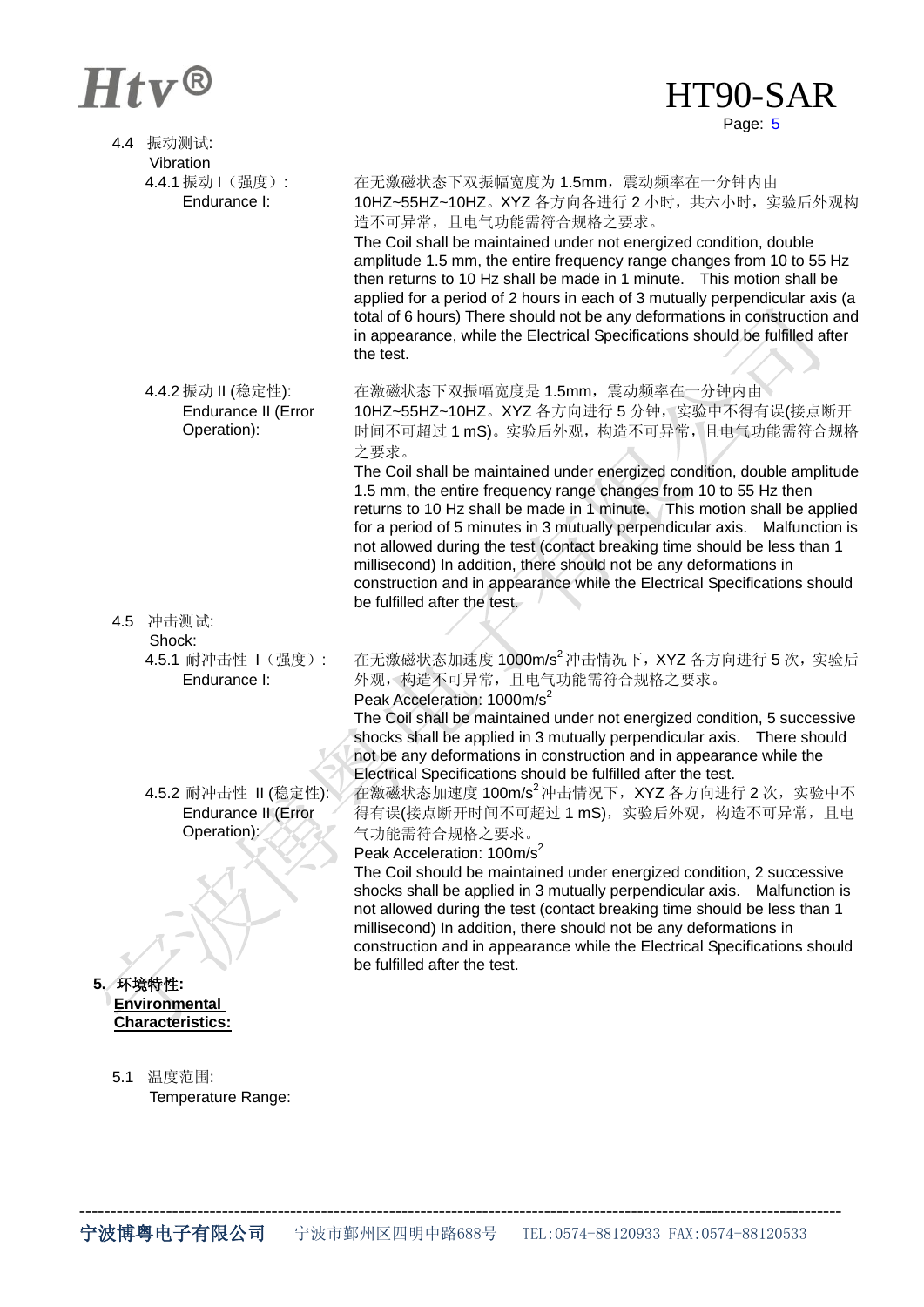4.4 振动测试:
Vibration

4.4.1 振动 I（强度）:
Endurance I:

在无激磁状态下双振幅宽度为 1.5mm，震动频率在一分钟内由 10HZ~55HZ~10HZ。XYZ 各方向各进行 2 小时，共六小时，实验后外观构造不可异常，且电气功能需符合规格之要求。
The Coil shall be maintained under not energized condition, double amplitude 1.5 mm, the entire frequency range changes from 10 to 55 Hz then returns to 10 Hz shall be made in 1 minute. This motion shall be applied for a period of 2 hours in each of 3 mutually perpendicular axis (a total of 6 hours) There should not be any deformations in construction and in appearance, while the Electrical Specifications should be fulfilled after the test.

4.4.2 振动 II (稳定性):
Endurance II (Error Operation):

在激磁状态下双振幅宽度是 1.5mm，震动频率在一分钟内由 10HZ~55HZ~10HZ。XYZ 各方向进行 5 分钟，实验中不得有误(接点断开时间不可超过 1 mS)。实验后外观，构造不可异常，且电气功能需符合规格之要求。
The Coil shall be maintained under energized condition, double amplitude 1.5 mm, the entire frequency range changes from 10 to 55 Hz then returns to 10 Hz shall be made in 1 minute. This motion shall be applied for a period of 5 minutes in 3 mutually perpendicular axis. Malfunction is not allowed during the test (contact breaking time should be less than 1 millisecond) In addition, there should not be any deformations in construction and in appearance while the Electrical Specifications should be fulfilled after the test.

4.5 冲击测试:
Shock:

4.5.1 耐冲击性 I（强度）:
Endurance I:

在无激磁状态加速度 1000m/s$^2$ 冲击情况下，XYZ 各方向进行 5 次，实验后外观，构造不可异常，且电气功能需符合规格之要求。
Peak Acceleration: 1000m/s$^2$
The Coil shall be maintained under not energized condition, 5 successive shocks shall be applied in 3 mutually perpendicular axis. There should not be any deformations in construction and in appearance while the Electrical Specifications should be fulfilled after the test.

4.5.2 耐冲击性 II (稳定性):
Endurance II (Error Operation):

在激磁状态加速度 100m/s$^2$ 冲击情况下，XYZ 各方向进行 2 次，实验中不得有误(接点断开时间不可超过 1 mS)，实验后外观，构造不可异常，且电气功能需符合规格之要求。
Peak Acceleration: 100m/s$^2$
The Coil should be maintained under energized condition, 2 successive shocks shall be applied in 3 mutually perpendicular axis. Malfunction is not allowed during the test (contact breaking time should be less than 1 millisecond) In addition, there should not be any deformations in construction and in appearance while the Electrical Specifications should be fulfilled after the test.

## 5. 环境特性:
**Environmental Characteristics:**

5.1 温度范围:
Temperature Range: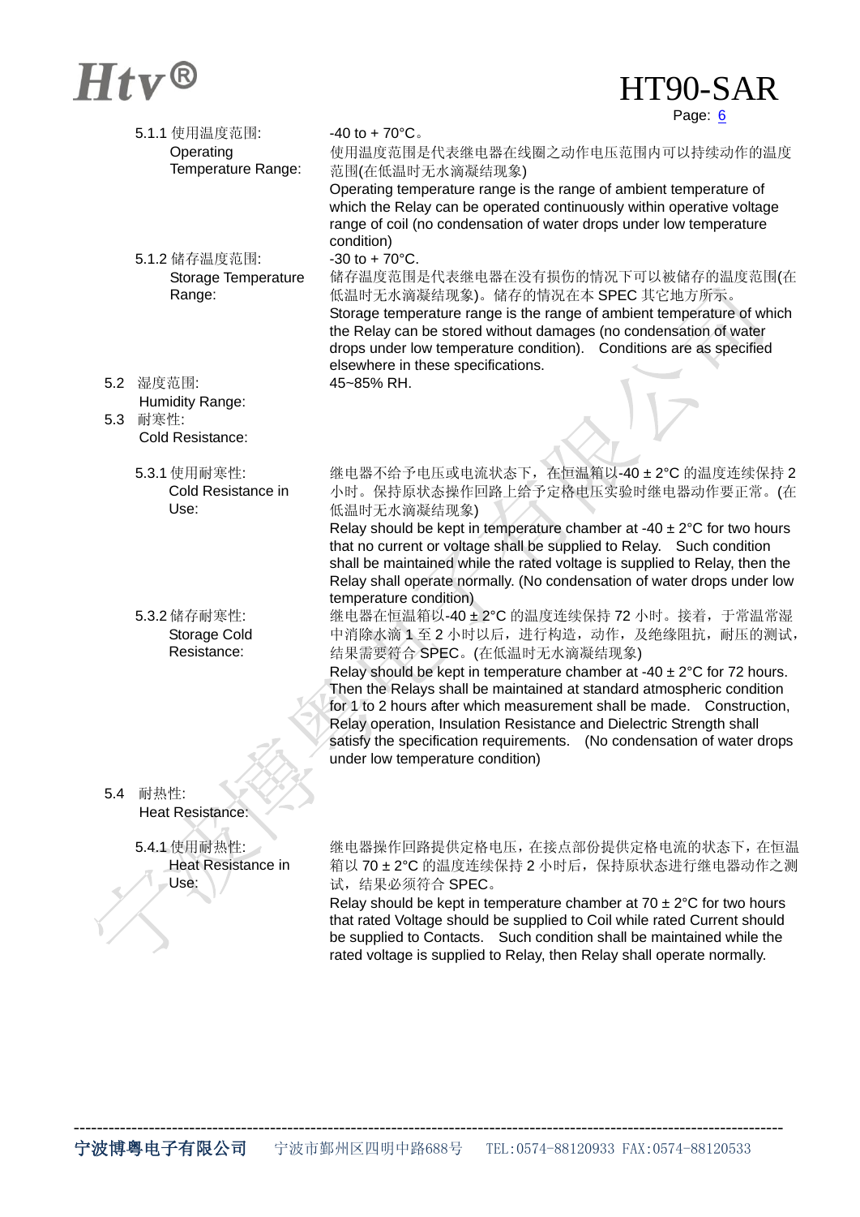5.1.1 使用温度范围:
Operating Temperature Range:

-40 to + 70°C。

使用温度范围是代表继电器在线圈之动作电压范围内可以持续动作的温度范围(在低温时无水滴凝结现象)

Operating temperature range is the range of ambient temperature of which the Relay can be operated continuously within operative voltage range of coil (no condensation of water drops under low temperature condition)

5.1.2 储存温度范围:
Storage Temperature Range:

-30 to + 70°C.

储存温度范围是代表继电器在没有损伤的情况下可以被储存的温度范围(在低温时无水滴凝结现象)。储存的情况在本 SPEC 其它地方所示。

Storage temperature range is the range of ambient temperature of which the Relay can be stored without damages (no condensation of water drops under low temperature condition). Conditions are as specified elsewhere in these specifications.

5.2 湿度范围:
Humidity Range:

45~85% RH.

5.3 耐寒性:
Cold Resistance:

5.3.1 使用耐寒性:
Cold Resistance in Use:

继电器不给予电压或电流状态下，在恒温箱以-40 ± 2°C 的温度连续保持 2 小时。保持原状态操作回路上给予定格电压实验时继电器动作要正常。(在低温时无水滴凝结现象)

Relay should be kept in temperature chamber at -40 ± 2°C for two hours that no current or voltage shall be supplied to Relay. Such condition shall be maintained while the rated voltage is supplied to Relay, then the Relay shall operate normally. (No condensation of water drops under low temperature condition)

5.3.2 储存耐寒性:
Storage Cold Resistance:

继电器在恒温箱以-40 ± 2°C 的温度连续保持 72 小时。接着，于常温常湿中消除水滴 1 至 2 小时以后，进行构造，动作，及绝缘阻抗，耐压的测试，结果需要符合 SPEC。(在低温时无水滴凝结现象)

Relay should be kept in temperature chamber at -40 ± 2°C for 72 hours. Then the Relays shall be maintained at standard atmospheric condition for 1 to 2 hours after which measurement shall be made. Construction, Relay operation, Insulation Resistance and Dielectric Strength shall satisfy the specification requirements. (No condensation of water drops under low temperature condition)

5.4 耐热性:
Heat Resistance:

5.4.1 使用耐热性:
Heat Resistance in Use:

继电器操作回路提供定格电压，在接点部份提供定格电流的状态下，在恒温箱以 70 ± 2°C 的温度连续保持 2 小时后，保持原状态进行继电器动作之测试，结果必须符合 SPEC。

Relay should be kept in temperature chamber at 70 ± 2°C for two hours that rated Voltage should be supplied to Coil while rated Current should be supplied to Contacts. Such condition shall be maintained while the rated voltage is supplied to Relay, then Relay shall operate normally.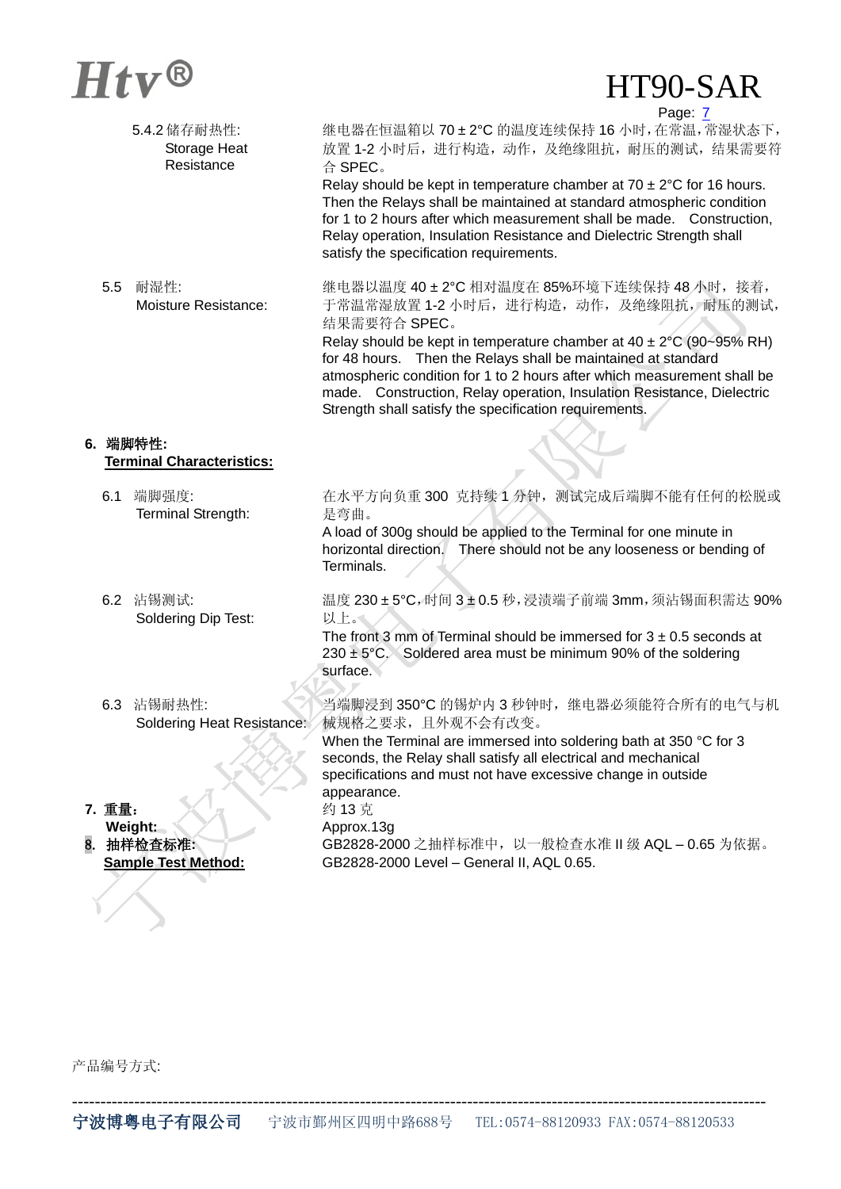5.4.2 储存耐热性:
Storage Heat Resistance

继电器在恒温箱以 70 ± 2°C 的温度连续保持 16 小时，在常温，常湿状态下，放置 1-2 小时后，进行构造，动作，及绝缘阻抗，耐压的测试，结果需要符合 SPEC。
Relay should be kept in temperature chamber at 70 ± 2°C for 16 hours. Then the Relays shall be maintained at standard atmospheric condition for 1 to 2 hours after which measurement shall be made. Construction, Relay operation, Insulation Resistance and Dielectric Strength shall satisfy the specification requirements.

5.5 耐湿性:
Moisture Resistance:

继电器以温度 40 ± 2°C 相对温度在 85%环境下连续保持 48 小时，接着，于常温常湿放置 1-2 小时后，进行构造，动作，及绝缘阻抗，耐压的测试，结果需要符合 SPEC。
Relay should be kept in temperature chamber at 40 ± 2°C (90~95% RH) for 48 hours. Then the Relays shall be maintained at standard atmospheric condition for 1 to 2 hours after which measurement shall be made. Construction, Relay operation, Insulation Resistance, Dielectric Strength shall satisfy the specification requirements.

## 6. 端脚特性: Terminal Characteristics:

6.1 端脚强度:
Terminal Strength:

在水平方向负重 300 克持续 1 分钟，测试完成后端脚不能有任何的松脱或是弯曲。
A load of 300g should be applied to the Terminal for one minute in horizontal direction. There should not be any looseness or bending of Terminals.

6.2 沾锡测试:
Soldering Dip Test:

温度 230 ± 5°C，时间 3 ± 0.5 秒，浸渍端子前端 3mm，须沾锡面积需达 90% 以上。
The front 3 mm of Terminal should be immersed for 3 ± 0.5 seconds at 230 ± 5°C. Soldered area must be minimum 90% of the soldering surface.

6.3 沾锡耐热性:
Soldering Heat Resistance:

当端脚浸到 350°C 的锡炉内 3 秒钟时，继电器必须能符合所有的电气与机械规格之要求，且外观不会有改变。
When the Terminal are immersed into soldering bath at 350 °C for 3 seconds, the Relay shall satisfy all electrical and mechanical specifications and must not have excessive change in outside appearance.

**7. 重量: Weight:**
约 13 克
Approx.13g

**8. 抽样检查标准: Sample Test Method:**
GB2828-2000 之抽样标准中，以一般检查水准 II 级 AQL – 0.65 为依据。
GB2828-2000 Level – General II, AQL 0.65.

产品编号方式: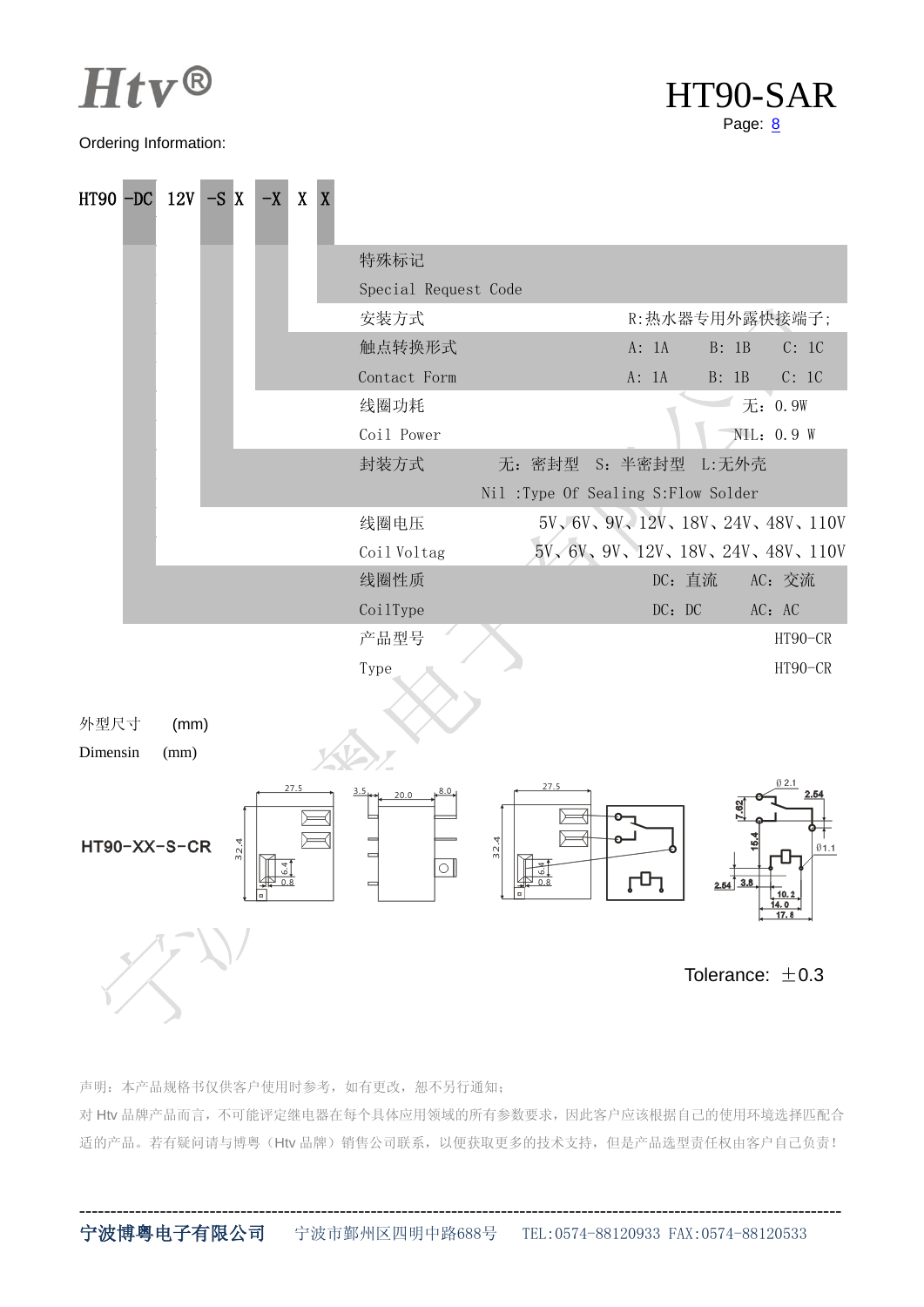Ordering Information:

HT90 -DC 12V -S X -X X X

| | |
|---|---|
| 特殊标记<br>Special Request Code | |
| 安装方式 | R:热水器专用外露快接端子; |
| 触点转换形式<br>Contact Form | A: 1A B: 1B C: 1C<br>A: 1A B: 1B C: 1C |
| 线圈功耗<br>Coil Power | 无：0.9W<br>NIL：0.9 W |
| 封装方式 | 无：密封型 S：半密封型 L:无外壳<br>Nil :Type Of Sealing S:Flow Solder |
| 线圈电压<br>Coil Voltag | 5V、6V、9V、12V、18V、24V、48V、110V<br>5V、6V、9V、12V、18V、24V、48V、110V |
| 线圈性质<br>CoilType | DC：直流 AC：交流<br>DC：DC AC：AC |
| 产品型号<br>Type | HT90-CR<br>HT90-CR |

外型尺寸 (mm)

Dimensin (mm)

HT90-XX-S-CR

27.5
3.5
20.0
8.0
27.5
32.4
6.4
0.8
32.4
6.4
0.8
Ø2.1
2.54
7.62
15.4
Ø1.1
2.54
3.8
10.2
14.0
17.8

Tolerance: ±0.3

声明：本产品规格书仅供客户使用时参考，如有更改，恕不另行通知；

对 Htv 品牌产品而言，不可能评定继电器在每个具体应用领域的所有参数要求，因此客户应该根据自己的使用环境选择匹配合适的产品。若有疑问请与博粤（Htv 品牌）销售公司联系，以便获取更多的技术支持，但是产品选型责任权由客户自己负责！

**宁波博粤电子有限公司** 宁波市鄞州区四明中路688号 TEL:0574-88120933 FAX:0574-88120533